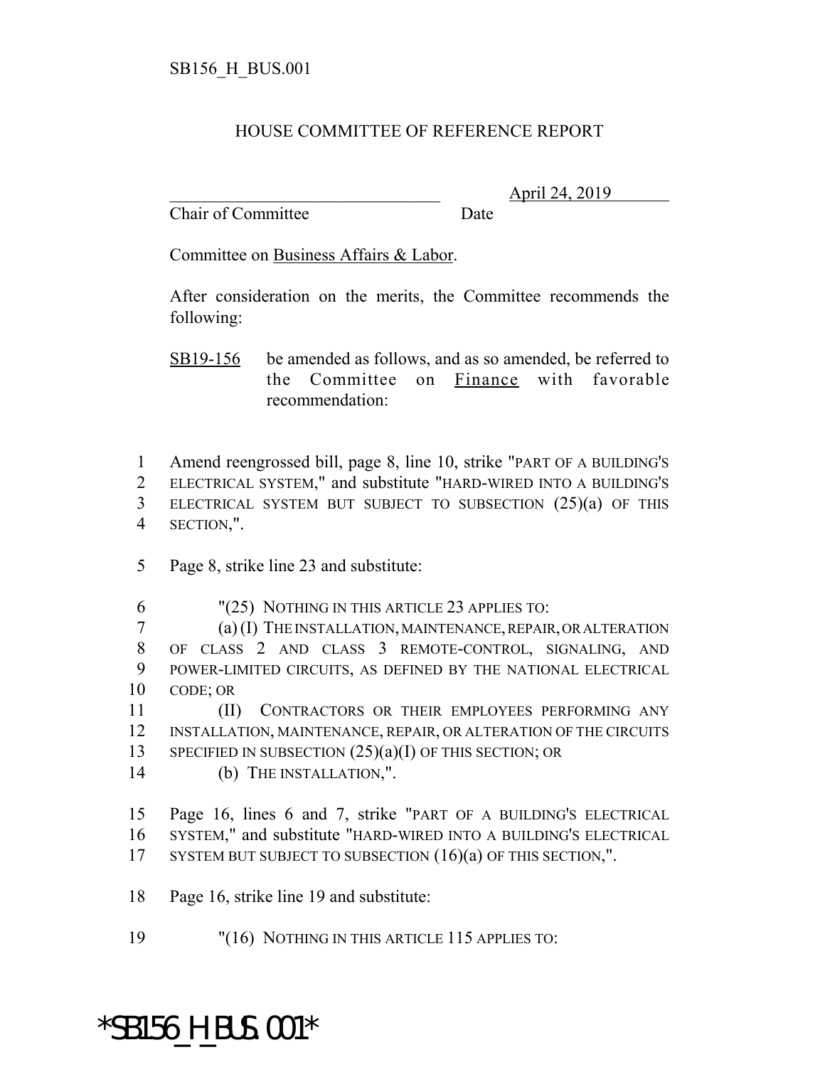SB156_H_BUS.001

# HOUSE COMMITTEE OF REFERENCE REPORT

_______________________________ April 24, 2019
Chair of Committee Date

Committee on Business Affairs & Labor.

After consideration on the merits, the Committee recommends the following:

SB19-156 be amended as follows, and as so amended, be referred to the Committee on Finance with favorable recommendation:

1 Amend reengrossed bill, page 8, line 10, strike "PART OF A BUILDING'S
2 ELECTRICAL SYSTEM," and substitute "HARD-WIRED INTO A BUILDING'S
3 ELECTRICAL SYSTEM BUT SUBJECT TO SUBSECTION (25)(a) OF THIS
4 SECTION,".

5 Page 8, strike line 23 and substitute:

6 "(25) NOTHING IN THIS ARTICLE 23 APPLIES TO:
7 (a) (I) THE INSTALLATION, MAINTENANCE, REPAIR, OR ALTERATION
8 OF CLASS 2 AND CLASS 3 REMOTE-CONTROL, SIGNALING, AND
9 POWER-LIMITED CIRCUITS, AS DEFINED BY THE NATIONAL ELECTRICAL
10 CODE; OR
11 (II) CONTRACTORS OR THEIR EMPLOYEES PERFORMING ANY
12 INSTALLATION, MAINTENANCE, REPAIR, OR ALTERATION OF THE CIRCUITS
13 SPECIFIED IN SUBSECTION (25)(a)(I) OF THIS SECTION; OR
14 (b) THE INSTALLATION,".

15 Page 16, lines 6 and 7, strike "PART OF A BUILDING'S ELECTRICAL
16 SYSTEM," and substitute "HARD-WIRED INTO A BUILDING'S ELECTRICAL
17 SYSTEM BUT SUBJECT TO SUBSECTION (16)(a) OF THIS SECTION,".

18 Page 16, strike line 19 and substitute:

19 "(16) NOTHING IN THIS ARTICLE 115 APPLIES TO:

*SB156_H_BUS.001*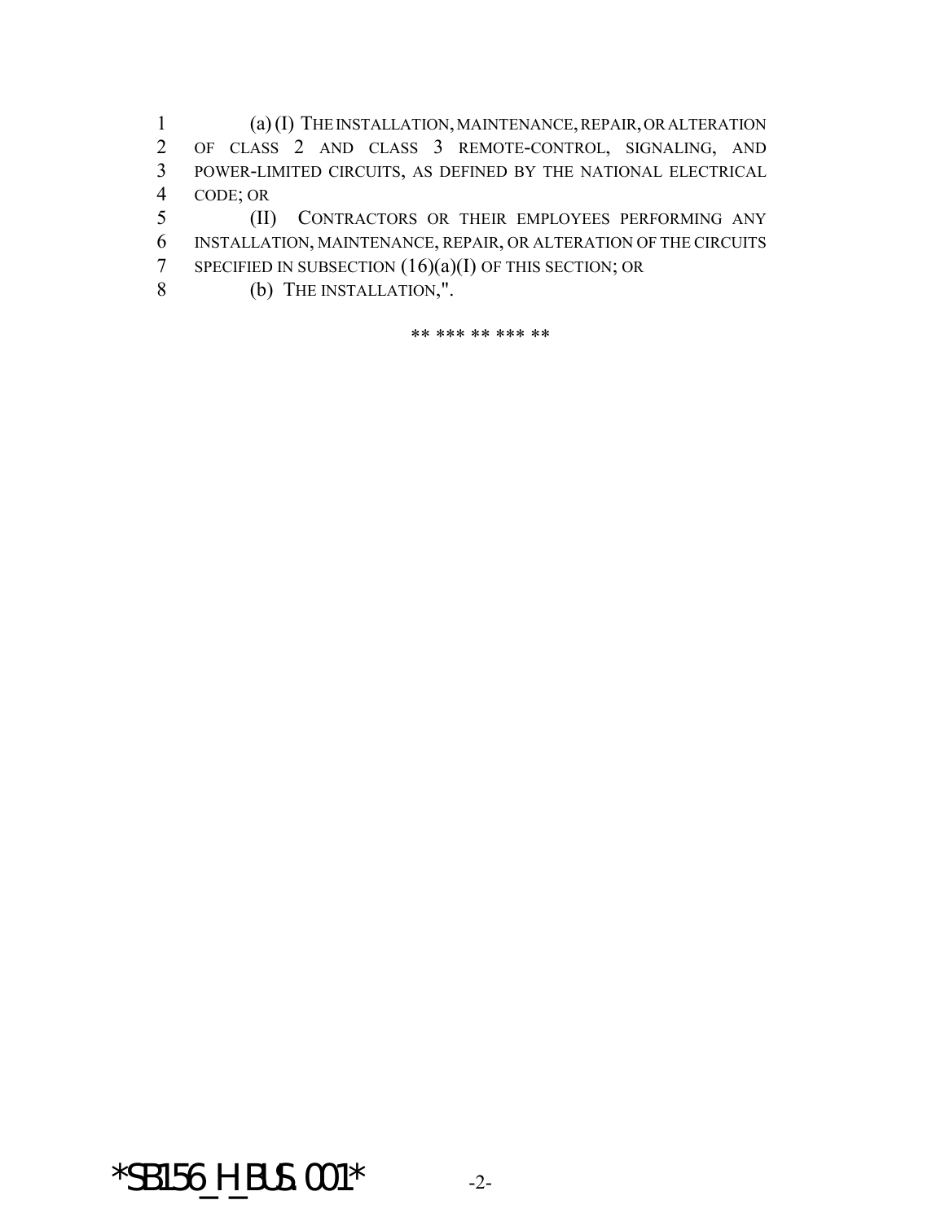(a) (I) THE INSTALLATION, MAINTENANCE, REPAIR, OR ALTERATION OF CLASS 2 AND CLASS 3 REMOTE-CONTROL, SIGNALING, AND POWER-LIMITED CIRCUITS, AS DEFINED BY THE NATIONAL ELECTRICAL CODE; OR

(II) CONTRACTORS OR THEIR EMPLOYEES PERFORMING ANY INSTALLATION, MAINTENANCE, REPAIR, OR ALTERATION OF THE CIRCUITS SPECIFIED IN SUBSECTION (16)(a)(I) OF THIS SECTION; OR

(b) THE INSTALLATION,".

** *** ** *** **

*SB156_H_BUS.001*